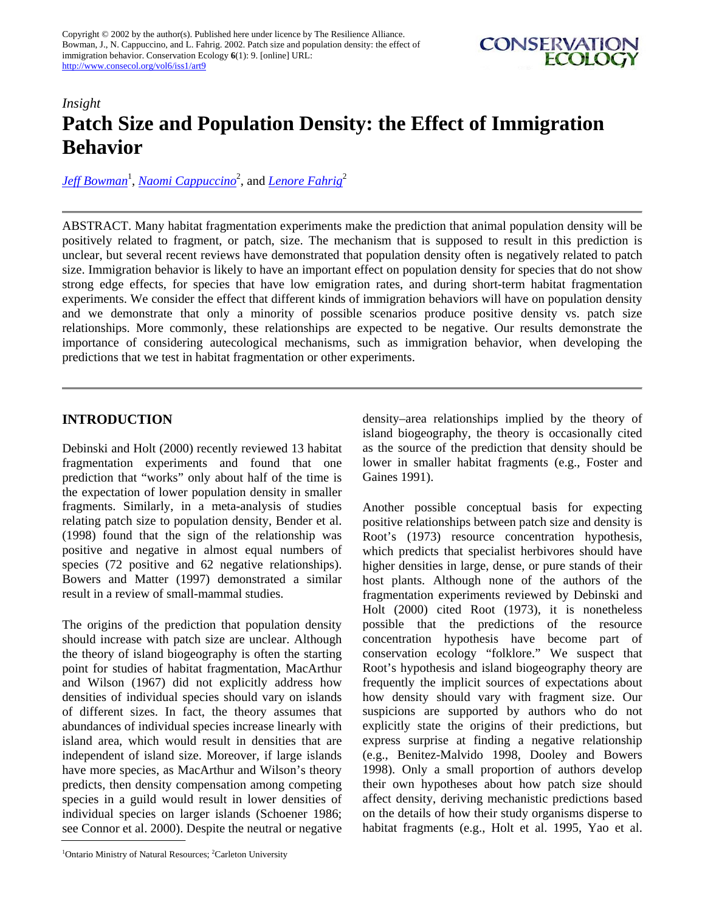Copyright © 2002 by the author(s). Published here under licence by The Resilience Alliance.
Bowman, J., N. Cappuccino, and L. Fahrig. 2002. Patch size and population density: the effect of immigration behavior. Conservation Ecology **6**(1): 9. [online] URL: http://www.consecol.org/vol6/iss1/art9

*Insight*

# Patch Size and Population Density: the Effect of Immigration Behavior

*Jeff Bowman*[1], *Naomi Cappuccino*[2], and *Lenore Fahrig*[2]

---

ABSTRACT. Many habitat fragmentation experiments make the prediction that animal population density will be positively related to fragment, or patch, size. The mechanism that is supposed to result in this prediction is unclear, but several recent reviews have demonstrated that population density often is negatively related to patch size. Immigration behavior is likely to have an important effect on population density for species that do not show strong edge effects, for species that have low emigration rates, and during short-term habitat fragmentation experiments. We consider the effect that different kinds of immigration behaviors will have on population density and we demonstrate that only a minority of possible scenarios produce positive density vs. patch size relationships. More commonly, these relationships are expected to be negative. Our results demonstrate the importance of considering autecological mechanisms, such as immigration behavior, when developing the predictions that we test in habitat fragmentation or other experiments.

---

## INTRODUCTION

Debinski and Holt (2000) recently reviewed 13 habitat fragmentation experiments and found that one prediction that "works" only about half of the time is the expectation of lower population density in smaller fragments. Similarly, in a meta-analysis of studies relating patch size to population density, Bender et al. (1998) found that the sign of the relationship was positive and negative in almost equal numbers of species (72 positive and 62 negative relationships). Bowers and Matter (1997) demonstrated a similar result in a review of small-mammal studies.

The origins of the prediction that population density should increase with patch size are unclear. Although the theory of island biogeography is often the starting point for studies of habitat fragmentation, MacArthur and Wilson (1967) did not explicitly address how densities of individual species should vary on islands of different sizes. In fact, the theory assumes that abundances of individual species increase linearly with island area, which would result in densities that are independent of island size. Moreover, if large islands have more species, as MacArthur and Wilson's theory predicts, then density compensation among competing species in a guild would result in lower densities of individual species on larger islands (Schoener 1986; see Connor et al. 2000). Despite the neutral or negative density–area relationships implied by the theory of island biogeography, the theory is occasionally cited as the source of the prediction that density should be lower in smaller habitat fragments (e.g., Foster and Gaines 1991).

Another possible conceptual basis for expecting positive relationships between patch size and density is Root's (1973) resource concentration hypothesis, which predicts that specialist herbivores should have higher densities in large, dense, or pure stands of their host plants. Although none of the authors of the fragmentation experiments reviewed by Debinski and Holt (2000) cited Root (1973), it is nonetheless possible that the predictions of the resource concentration hypothesis have become part of conservation ecology "folklore." We suspect that Root's hypothesis and island biogeography theory are frequently the implicit sources of expectations about how density should vary with fragment size. Our suspicions are supported by authors who do not explicitly state the origins of their predictions, but express surprise at finding a negative relationship (e.g., Benitez-Malvido 1998, Dooley and Bowers 1998). Only a small proportion of authors develop their own hypotheses about how patch size should affect density, deriving mechanistic predictions based on the details of how their study organisms disperse to habitat fragments (e.g., Holt et al. 1995, Yao et al.

[1]Ontario Ministry of Natural Resources; [2]Carleton University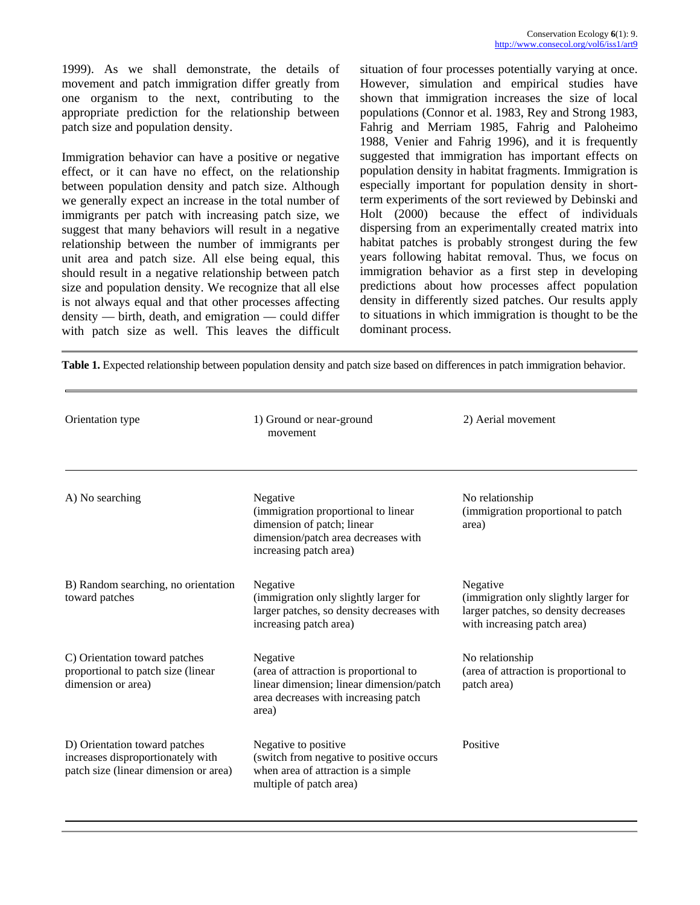1999). As we shall demonstrate, the details of movement and patch immigration differ greatly from one organism to the next, contributing to the appropriate prediction for the relationship between patch size and population density.

Immigration behavior can have a positive or negative effect, or it can have no effect, on the relationship between population density and patch size. Although we generally expect an increase in the total number of immigrants per patch with increasing patch size, we suggest that many behaviors will result in a negative relationship between the number of immigrants per unit area and patch size. All else being equal, this should result in a negative relationship between patch size and population density. We recognize that all else is not always equal and that other processes affecting density — birth, death, and emigration — could differ with patch size as well. This leaves the difficult situation of four processes potentially varying at once. However, simulation and empirical studies have shown that immigration increases the size of local populations (Connor et al. 1983, Rey and Strong 1983, Fahrig and Merriam 1985, Fahrig and Paloheimo 1988, Venier and Fahrig 1996), and it is frequently suggested that immigration has important effects on population density in habitat fragments. Immigration is especially important for population density in short-term experiments of the sort reviewed by Debinski and Holt (2000) because the effect of individuals dispersing from an experimentally created matrix into habitat patches is probably strongest during the few years following habitat removal. Thus, we focus on immigration behavior as a first step in developing predictions about how processes affect population density in differently sized patches. Our results apply to situations in which immigration is thought to be the dominant process.

**Table 1.** Expected relationship between population density and patch size based on differences in patch immigration behavior.

| Orientation type | 1) Ground or near-ground movement | 2) Aerial movement |
|---|---|---|
| A) No searching | Negative (immigration proportional to linear dimension of patch; linear dimension/patch area decreases with increasing patch area) | No relationship (immigration proportional to patch area) |
| B) Random searching, no orientation toward patches | Negative (immigration only slightly larger for larger patches, so density decreases with increasing patch area) | Negative (immigration only slightly larger for larger patches, so density decreases with increasing patch area) |
| C) Orientation toward patches proportional to patch size (linear dimension or area) | Negative (area of attraction is proportional to linear dimension; linear dimension/patch area decreases with increasing patch area) | No relationship (area of attraction is proportional to patch area) |
| D) Orientation toward patches increases disproportionately with patch size (linear dimension or area) | Negative to positive (switch from negative to positive occurs when area of attraction is a simple multiple of patch area) | Positive |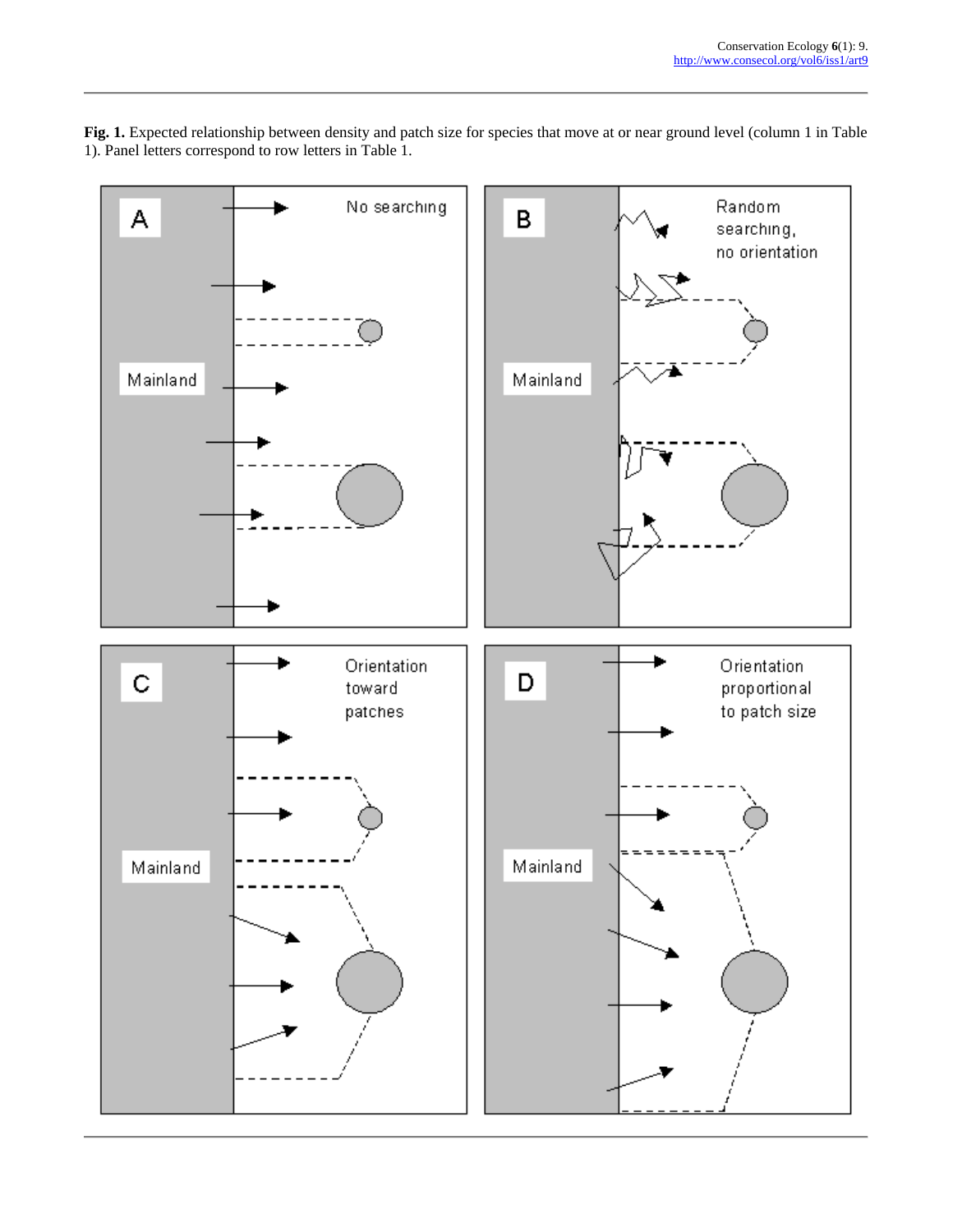**Fig. 1.** Expected relationship between density and patch size for species that move at or near ground level (column 1 in Table 1). Panel letters correspond to row letters in Table 1.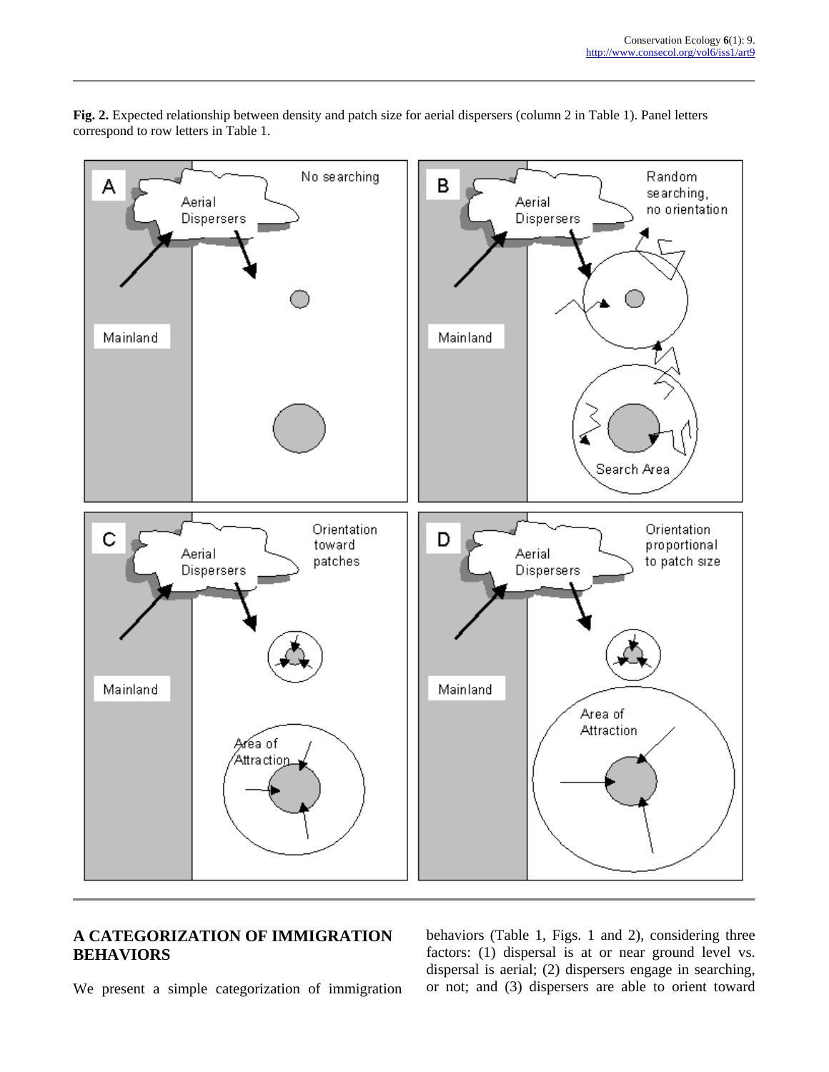**Fig. 2.** Expected relationship between density and patch size for aerial dispersers (column 2 in Table 1). Panel letters correspond to row letters in Table 1.

## A CATEGORIZATION OF IMMIGRATION BEHAVIORS

We present a simple categorization of immigration behaviors (Table 1, Figs. 1 and 2), considering three factors: (1) dispersal is at or near ground level vs. dispersal is aerial; (2) dispersers engage in searching, or not; and (3) dispersers are able to orient toward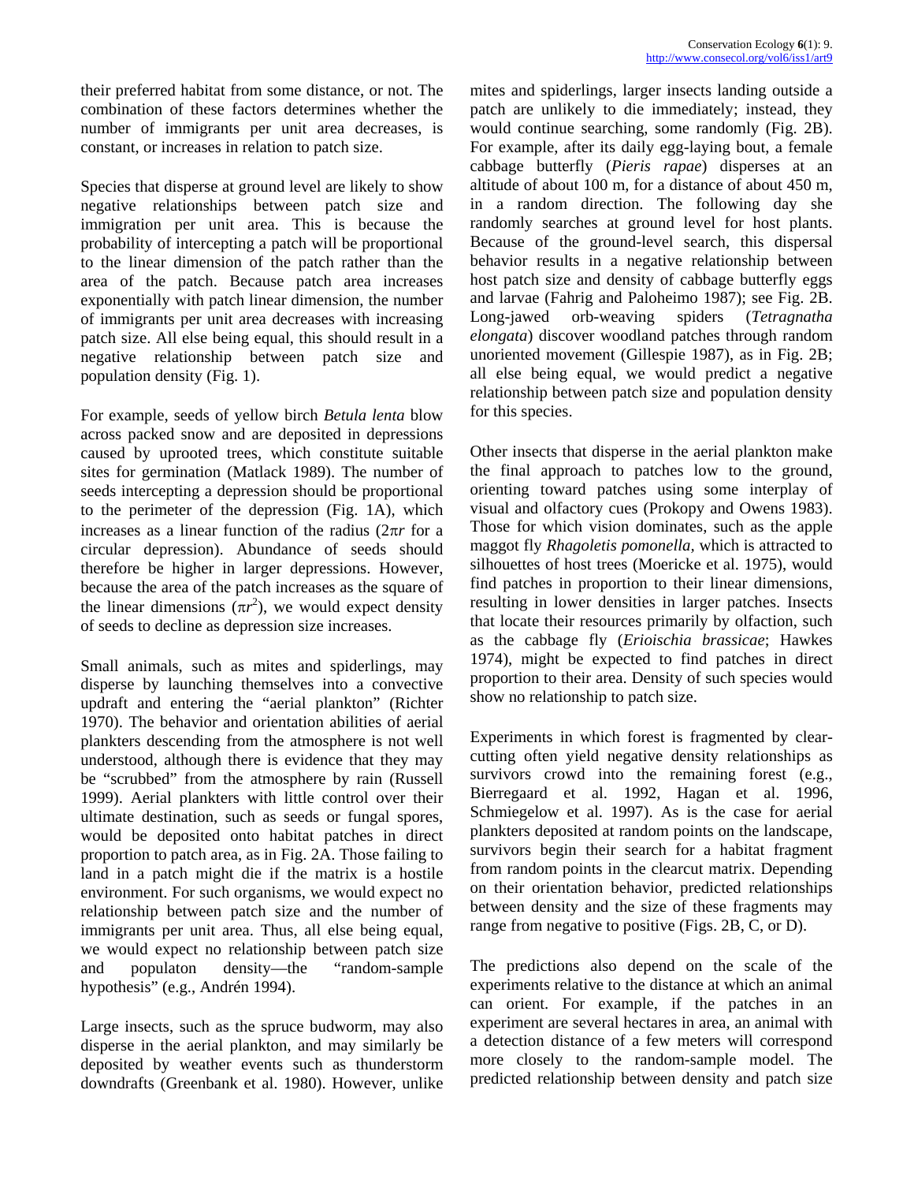their preferred habitat from some distance, or not. The combination of these factors determines whether the number of immigrants per unit area decreases, is constant, or increases in relation to patch size.

Species that disperse at ground level are likely to show negative relationships between patch size and immigration per unit area. This is because the probability of intercepting a patch will be proportional to the linear dimension of the patch rather than the area of the patch. Because patch area increases exponentially with patch linear dimension, the number of immigrants per unit area decreases with increasing patch size. All else being equal, this should result in a negative relationship between patch size and population density (Fig. 1).

For example, seeds of yellow birch *Betula lenta* blow across packed snow and are deposited in depressions caused by uprooted trees, which constitute suitable sites for germination (Matlack 1989). The number of seeds intercepting a depression should be proportional to the perimeter of the depression (Fig. 1A), which increases as a linear function of the radius ($2\pi r$ for a circular depression). Abundance of seeds should therefore be higher in larger depressions. However, because the area of the patch increases as the square of the linear dimensions ($\pi r^2$), we would expect density of seeds to decline as depression size increases.

Small animals, such as mites and spiderlings, may disperse by launching themselves into a convective updraft and entering the "aerial plankton" (Richter 1970). The behavior and orientation abilities of aerial plankters descending from the atmosphere is not well understood, although there is evidence that they may be "scrubbed" from the atmosphere by rain (Russell 1999). Aerial plankters with little control over their ultimate destination, such as seeds or fungal spores, would be deposited onto habitat patches in direct proportion to patch area, as in Fig. 2A. Those failing to land in a patch might die if the matrix is a hostile environment. For such organisms, we would expect no relationship between patch size and the number of immigrants per unit area. Thus, all else being equal, we would expect no relationship between patch size and populaton density—the "random-sample hypothesis" (e.g., Andrén 1994).

Large insects, such as the spruce budworm, may also disperse in the aerial plankton, and may similarly be deposited by weather events such as thunderstorm downdrafts (Greenbank et al. 1980). However, unlike mites and spiderlings, larger insects landing outside a patch are unlikely to die immediately; instead, they would continue searching, some randomly (Fig. 2B). For example, after its daily egg-laying bout, a female cabbage butterfly (*Pieris rapae*) disperses at an altitude of about 100 m, for a distance of about 450 m, in a random direction. The following day she randomly searches at ground level for host plants. Because of the ground-level search, this dispersal behavior results in a negative relationship between host patch size and density of cabbage butterfly eggs and larvae (Fahrig and Paloheimo 1987); see Fig. 2B. Long-jawed orb-weaving spiders (*Tetragnatha elongata*) discover woodland patches through random unoriented movement (Gillespie 1987), as in Fig. 2B; all else being equal, we would predict a negative relationship between patch size and population density for this species.

Other insects that disperse in the aerial plankton make the final approach to patches low to the ground, orienting toward patches using some interplay of visual and olfactory cues (Prokopy and Owens 1983). Those for which vision dominates, such as the apple maggot fly *Rhagoletis pomonella*, which is attracted to silhouettes of host trees (Moericke et al. 1975), would find patches in proportion to their linear dimensions, resulting in lower densities in larger patches. Insects that locate their resources primarily by olfaction, such as the cabbage fly (*Erioischia brassicae*; Hawkes 1974), might be expected to find patches in direct proportion to their area. Density of such species would show no relationship to patch size.

Experiments in which forest is fragmented by clear-cutting often yield negative density relationships as survivors crowd into the remaining forest (e.g., Bierregaard et al. 1992, Hagan et al. 1996, Schmiegelow et al. 1997). As is the case for aerial plankters deposited at random points on the landscape, survivors begin their search for a habitat fragment from random points in the clearcut matrix. Depending on their orientation behavior, predicted relationships between density and the size of these fragments may range from negative to positive (Figs. 2B, C, or D).

The predictions also depend on the scale of the experiments relative to the distance at which an animal can orient. For example, if the patches in an experiment are several hectares in area, an animal with a detection distance of a few meters will correspond more closely to the random-sample model. The predicted relationship between density and patch size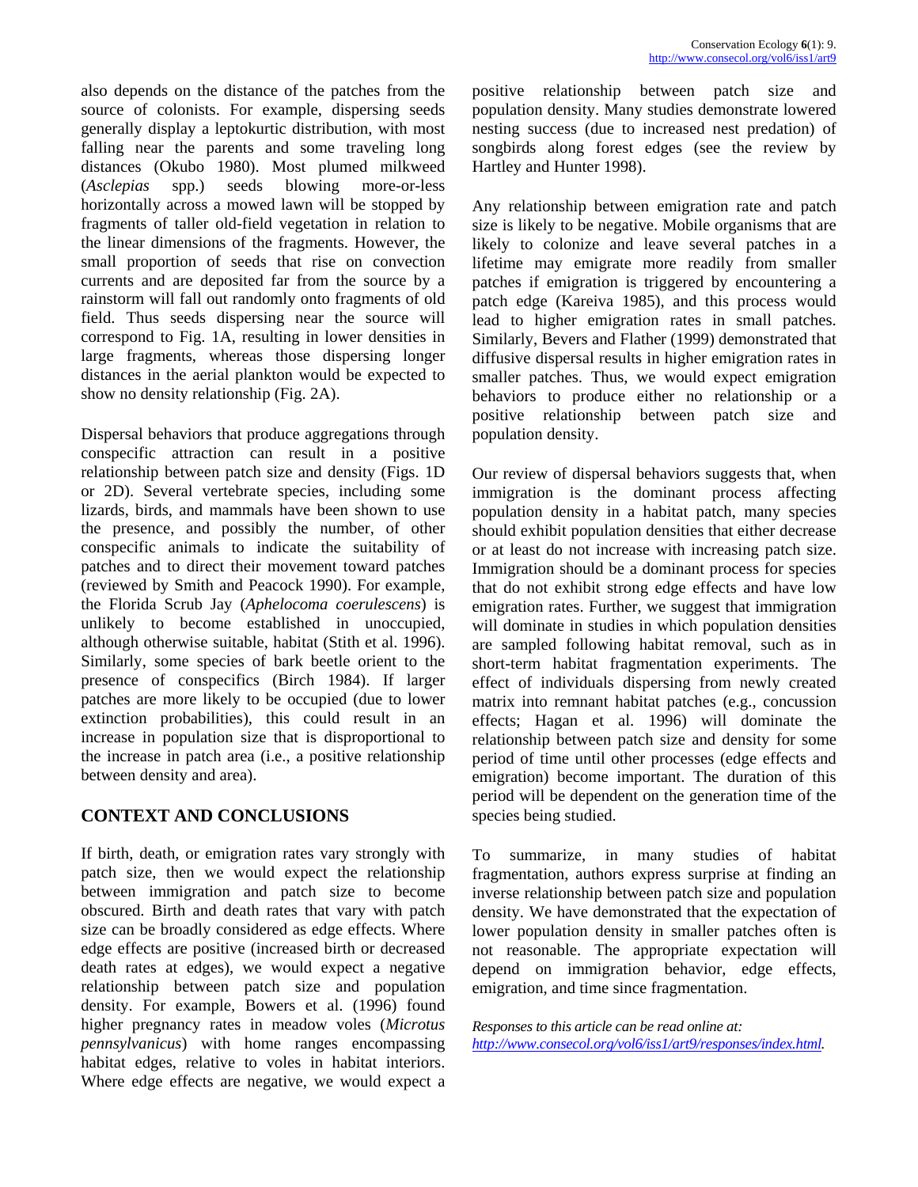also depends on the distance of the patches from the source of colonists. For example, dispersing seeds generally display a leptokurtic distribution, with most falling near the parents and some traveling long distances (Okubo 1980). Most plumed milkweed (*Asclepias* spp.) seeds blowing more-or-less horizontally across a mowed lawn will be stopped by fragments of taller old-field vegetation in relation to the linear dimensions of the fragments. However, the small proportion of seeds that rise on convection currents and are deposited far from the source by a rainstorm will fall out randomly onto fragments of old field. Thus seeds dispersing near the source will correspond to Fig. 1A, resulting in lower densities in large fragments, whereas those dispersing longer distances in the aerial plankton would be expected to show no density relationship (Fig. 2A).

Dispersal behaviors that produce aggregations through conspecific attraction can result in a positive relationship between patch size and density (Figs. 1D or 2D). Several vertebrate species, including some lizards, birds, and mammals have been shown to use the presence, and possibly the number, of other conspecific animals to indicate the suitability of patches and to direct their movement toward patches (reviewed by Smith and Peacock 1990). For example, the Florida Scrub Jay (*Aphelocoma coerulescens*) is unlikely to become established in unoccupied, although otherwise suitable, habitat (Stith et al. 1996). Similarly, some species of bark beetle orient to the presence of conspecifics (Birch 1984). If larger patches are more likely to be occupied (due to lower extinction probabilities), this could result in an increase in population size that is disproportional to the increase in patch area (i.e., a positive relationship between density and area).

## CONTEXT AND CONCLUSIONS

If birth, death, or emigration rates vary strongly with patch size, then we would expect the relationship between immigration and patch size to become obscured. Birth and death rates that vary with patch size can be broadly considered as edge effects. Where edge effects are positive (increased birth or decreased death rates at edges), we would expect a negative relationship between patch size and population density. For example, Bowers et al. (1996) found higher pregnancy rates in meadow voles (*Microtus pennsylvanicus*) with home ranges encompassing habitat edges, relative to voles in habitat interiors. Where edge effects are negative, we would expect a positive relationship between patch size and population density. Many studies demonstrate lowered nesting success (due to increased nest predation) of songbirds along forest edges (see the review by Hartley and Hunter 1998).

Any relationship between emigration rate and patch size is likely to be negative. Mobile organisms that are likely to colonize and leave several patches in a lifetime may emigrate more readily from smaller patches if emigration is triggered by encountering a patch edge (Kareiva 1985), and this process would lead to higher emigration rates in small patches. Similarly, Bevers and Flather (1999) demonstrated that diffusive dispersal results in higher emigration rates in smaller patches. Thus, we would expect emigration behaviors to produce either no relationship or a positive relationship between patch size and population density.

Our review of dispersal behaviors suggests that, when immigration is the dominant process affecting population density in a habitat patch, many species should exhibit population densities that either decrease or at least do not increase with increasing patch size. Immigration should be a dominant process for species that do not exhibit strong edge effects and have low emigration rates. Further, we suggest that immigration will dominate in studies in which population densities are sampled following habitat removal, such as in short-term habitat fragmentation experiments. The effect of individuals dispersing from newly created matrix into remnant habitat patches (e.g., concussion effects; Hagan et al. 1996) will dominate the relationship between patch size and density for some period of time until other processes (edge effects and emigration) become important. The duration of this period will be dependent on the generation time of the species being studied.

To summarize, in many studies of habitat fragmentation, authors express surprise at finding an inverse relationship between patch size and population density. We have demonstrated that the expectation of lower population density in smaller patches often is not reasonable. The appropriate expectation will depend on immigration behavior, edge effects, emigration, and time since fragmentation.

*Responses to this article can be read online at:*
*http://www.consecol.org/vol6/iss1/art9/responses/index.html.*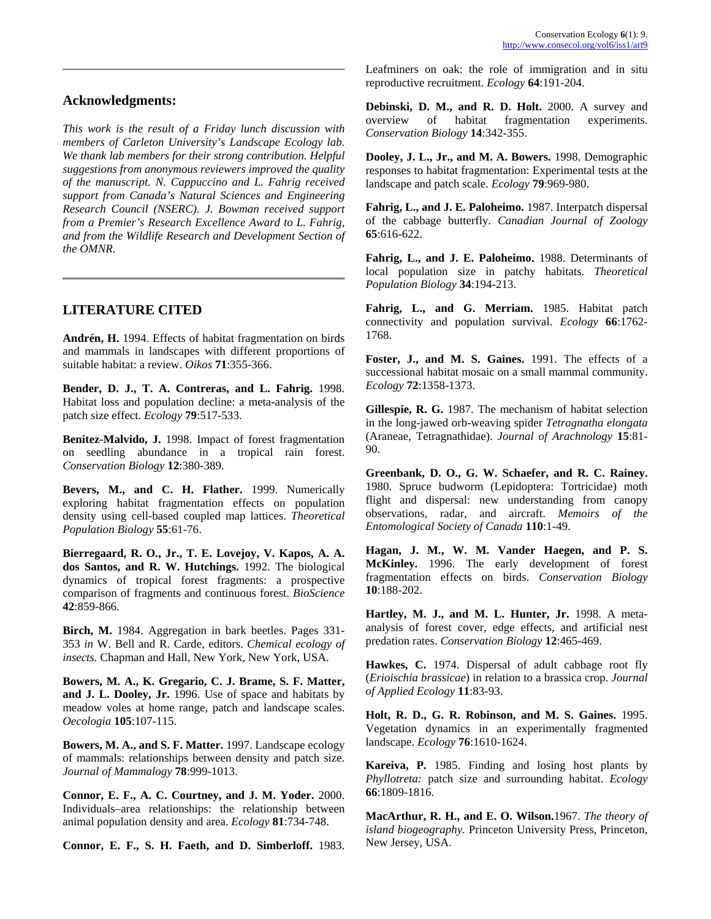## Acknowledgments:

*This work is the result of a Friday lunch discussion with members of Carleton University's Landscape Ecology lab. We thank lab members for their strong contribution. Helpful suggestions from anonymous reviewers improved the quality of the manuscript. N. Cappuccino and L. Fahrig received support from Canada's Natural Sciences and Engineering Research Council (NSERC). J. Bowman received support from a Premier's Research Excellence Award to L. Fahrig, and from the Wildlife Research and Development Section of the OMNR.*

## LITERATURE CITED

**Andrén, H.** 1994. Effects of habitat fragmentation on birds and mammals in landscapes with different proportions of suitable habitat: a review. *Oikos* **71**:355-366.

**Bender, D. J., T. A. Contreras, and L. Fahrig.** 1998. Habitat loss and population decline: a meta-analysis of the patch size effect. *Ecology* **79**:517-533.

**Benitez-Malvido, J.** 1998. Impact of forest fragmentation on seedling abundance in a tropical rain forest. *Conservation Biology* **12**:380-389.

**Bevers, M., and C. H. Flather.** 1999. Numerically exploring habitat fragmentation effects on population density using cell-based coupled map lattices. *Theoretical Population Biology* **55**:61-76.

**Bierregaard, R. O., Jr., T. E. Lovejoy, V. Kapos, A. A. dos Santos, and R. W. Hutchings.** 1992. The biological dynamics of tropical forest fragments: a prospective comparison of fragments and continuous forest. *BioScience* **42**:859-866.

**Birch, M.** 1984. Aggregation in bark beetles. Pages 331-353 *in* W. Bell and R. Carde, editors. *Chemical ecology of insects.* Chapman and Hall, New York, New York, USA.

**Bowers, M. A., K. Gregario, C. J. Brame, S. F. Matter, and J. L. Dooley, Jr.** 1996. Use of space and habitats by meadow voles at home range, patch and landscape scales. *Oecologia* **105**:107-115.

**Bowers, M. A., and S. F. Matter.** 1997. Landscape ecology of mammals: relationships between density and patch size. *Journal of Mammalogy* **78**:999-1013.

**Connor, E. F., A. C. Courtney, and J. M. Yoder.** 2000. Individuals–area relationships: the relationship between animal population density and area. *Ecology* **81**:734-748.

**Connor, E. F., S. H. Faeth, and D. Simberloff.** 1983. Leafminers on oak: the role of immigration and in situ reproductive recruitment. *Ecology* **64**:191-204.

**Debinski, D. M., and R. D. Holt.** 2000. A survey and overview of habitat fragmentation experiments. *Conservation Biology* **14**:342-355.

**Dooley, J. L., Jr., and M. A. Bowers.** 1998. Demographic responses to habitat fragmentation: Experimental tests at the landscape and patch scale. *Ecology* **79**:969-980.

**Fahrig, L., and J. E. Paloheimo.** 1987. Interpatch dispersal of the cabbage butterfly. *Canadian Journal of Zoology* **65**:616-622.

**Fahrig, L., and J. E. Paloheimo.** 1988. Determinants of local population size in patchy habitats. *Theoretical Population Biology* **34**:194-213.

**Fahrig, L., and G. Merriam.** 1985. Habitat patch connectivity and population survival. *Ecology* **66**:1762-1768.

**Foster, J., and M. S. Gaines.** 1991. The effects of a successional habitat mosaic on a small mammal community. *Ecology* **72**:1358-1373.

**Gillespie, R. G.** 1987. The mechanism of habitat selection in the long-jawed orb-weaving spider *Tetragnatha elongata* (Araneae, Tetragnathidae). *Journal of Arachnology* **15**:81-90.

**Greenbank, D. O., G. W. Schaefer, and R. C. Rainey.** 1980. Spruce budworm (Lepidoptera: Tortricidae) moth flight and dispersal: new understanding from canopy observations, radar, and aircraft. *Memoirs of the Entomological Society of Canada* **110**:1-49.

**Hagan, J. M., W. M. Vander Haegen, and P. S. McKinley.** 1996. The early development of forest fragmentation effects on birds. *Conservation Biology* **10**:188-202.

**Hartley, M. J., and M. L. Hunter, Jr.** 1998. A meta-analysis of forest cover, edge effects, and artificial nest predation rates. *Conservation Biology* **12**:465-469.

**Hawkes, C.** 1974. Dispersal of adult cabbage root fly (*Erioischia brassicae*) in relation to a brassica crop. *Journal of Applied Ecology* **11**:83-93.

**Holt, R. D., G. R. Robinson, and M. S. Gaines.** 1995. Vegetation dynamics in an experimentally fragmented landscape. *Ecology* **76**:1610-1624.

**Kareiva, P.** 1985. Finding and losing host plants by *Phyllotreta:* patch size and surrounding habitat. *Ecology* **66**:1809-1816.

**MacArthur, R. H., and E. O. Wilson.** 1967. *The theory of island biogeography.* Princeton University Press, Princeton, New Jersey, USA.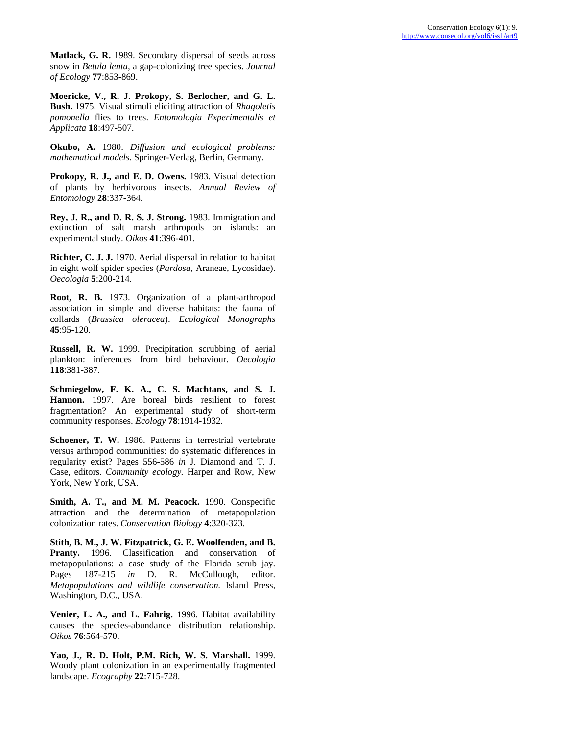**Matlack, G. R.** 1989. Secondary dispersal of seeds across snow in *Betula lenta*, a gap-colonizing tree species. *Journal of Ecology* **77**:853-869.

**Moericke, V., R. J. Prokopy, S. Berlocher, and G. L. Bush.** 1975. Visual stimuli eliciting attraction of *Rhagoletis pomonella* flies to trees. *Entomologia Experimentalis et Applicata* **18**:497-507.

**Okubo, A.** 1980. *Diffusion and ecological problems: mathematical models.* Springer-Verlag, Berlin, Germany.

**Prokopy, R. J., and E. D. Owens.** 1983. Visual detection of plants by herbivorous insects. *Annual Review of Entomology* **28**:337-364.

**Rey, J. R., and D. R. S. J. Strong.** 1983. Immigration and extinction of salt marsh arthropods on islands: an experimental study. *Oikos* **41**:396-401.

**Richter, C. J. J.** 1970. Aerial dispersal in relation to habitat in eight wolf spider species (*Pardosa*, Araneae, Lycosidae). *Oecologia* **5**:200-214.

**Root, R. B.** 1973. Organization of a plant-arthropod association in simple and diverse habitats: the fauna of collards (*Brassica oleracea*). *Ecological Monographs* **45**:95-120.

**Russell, R. W.** 1999. Precipitation scrubbing of aerial plankton: inferences from bird behaviour. *Oecologia* **118**:381-387.

**Schmiegelow, F. K. A., C. S. Machtans, and S. J. Hannon.** 1997. Are boreal birds resilient to forest fragmentation? An experimental study of short-term community responses. *Ecology* **78**:1914-1932.

**Schoener, T. W.** 1986. Patterns in terrestrial vertebrate versus arthropod communities: do systematic differences in regularity exist? Pages 556-586 *in* J. Diamond and T. J. Case, editors. *Community ecology.* Harper and Row, New York, New York, USA.

**Smith, A. T., and M. M. Peacock.** 1990. Conspecific attraction and the determination of metapopulation colonization rates. *Conservation Biology* **4**:320-323.

**Stith, B. M., J. W. Fitzpatrick, G. E. Woolfenden, and B. Pranty.** 1996. Classification and conservation of metapopulations: a case study of the Florida scrub jay. Pages 187-215 *in* D. R. McCullough, editor. *Metapopulations and wildlife conservation.* Island Press, Washington, D.C., USA.

**Venier, L. A., and L. Fahrig.** 1996. Habitat availability causes the species-abundance distribution relationship. *Oikos* **76**:564-570.

**Yao, J., R. D. Holt, P.M. Rich, W. S. Marshall.** 1999. Woody plant colonization in an experimentally fragmented landscape. *Ecography* **22**:715-728.